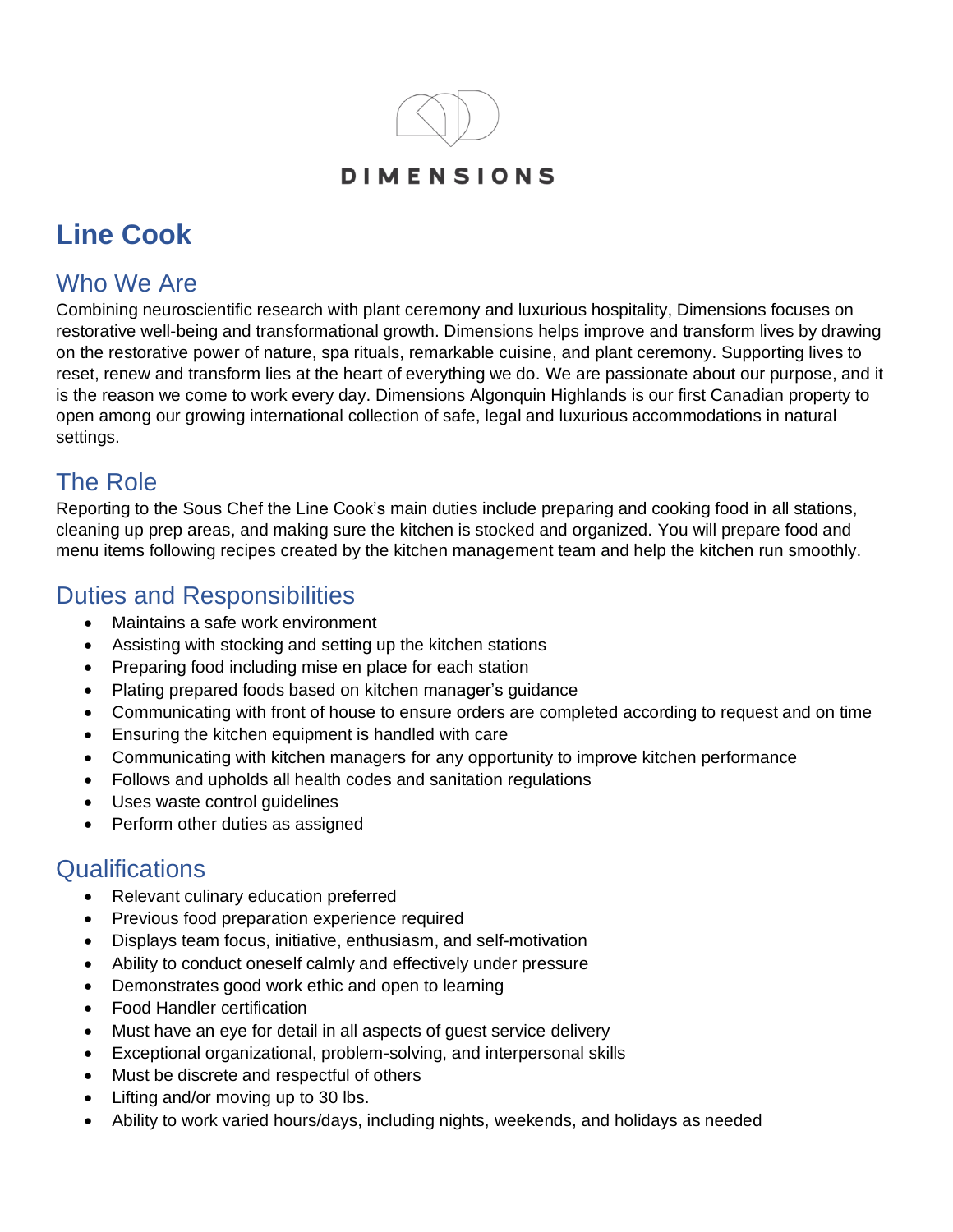DIMENSIONS

# Line Cook

## Who We Are

Combining neuroscientific research with plant ceremony and luxurious hospitality, Dimensions focuses on restorative well-being and transformational growth. Dimensions helps improve and transform lives by drawing on the restorative power of nature, spa rituals, remarkable cuisine, and plant ceremony. Supporting lives to reset, renew and transform lies at the heart of everything we do. We are passionate about our purpose, and it is the reason we come to work every day. Dimensions Algonquin Highlands is our first Canadian property to open among our growing international collection of safe, legal and luxurious accommodations in natural settings.

## The Role

Reporting to the Sous Chef the Line Cook's main duties include preparing and cooking food in all stations, cleaning up prep areas, and making sure the kitchen is stocked and organized. You will prepare food and menu items following recipes created by the kitchen management team and help the kitchen run smoothly.

## Duties and Responsibilities

- Maintains a safe work environment
- Assisting with stocking and setting up the kitchen stations
- Preparing food including mise en place for each station
- Plating prepared foods based on kitchen manager's guidance
- Communicating with front of house to ensure orders are completed according to request and on time
- Ensuring the kitchen equipment is handled with care
- Communicating with kitchen managers for any opportunity to improve kitchen performance
- Follows and upholds all health codes and sanitation regulations
- Uses waste control guidelines
- Perform other duties as assigned

## Qualifications

- Relevant culinary education preferred
- Previous food preparation experience required
- Displays team focus, initiative, enthusiasm, and self-motivation
- Ability to conduct oneself calmly and effectively under pressure
- Demonstrates good work ethic and open to learning
- Food Handler certification
- Must have an eye for detail in all aspects of guest service delivery
- Exceptional organizational, problem-solving, and interpersonal skills
- Must be discrete and respectful of others
- Lifting and/or moving up to 30 lbs.
- Ability to work varied hours/days, including nights, weekends, and holidays as needed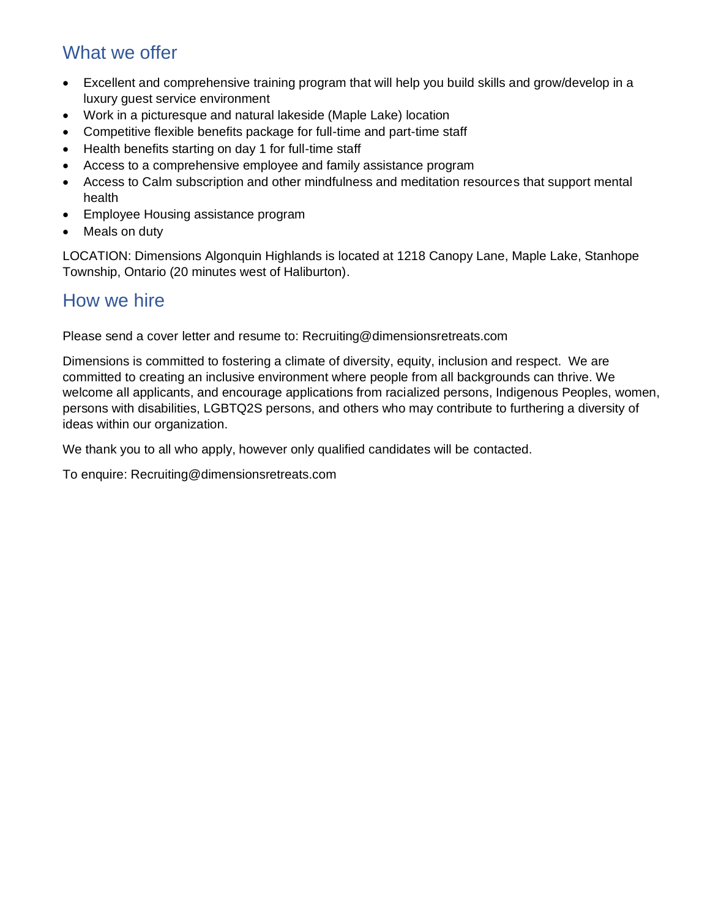## What we offer

- Excellent and comprehensive training program that will help you build skills and grow/develop in a luxury guest service environment
- Work in a picturesque and natural lakeside (Maple Lake) location
- Competitive flexible benefits package for full-time and part-time staff
- Health benefits starting on day 1 for full-time staff
- Access to a comprehensive employee and family assistance program
- Access to Calm subscription and other mindfulness and meditation resources that support mental health
- Employee Housing assistance program
- Meals on duty

LOCATION: Dimensions Algonquin Highlands is located at 1218 Canopy Lane, Maple Lake, Stanhope Township, Ontario (20 minutes west of Haliburton).

## How we hire

Please send a cover letter and resume to: Recruiting@dimensionsretreats.com

Dimensions is committed to fostering a climate of diversity, equity, inclusion and respect. We are committed to creating an inclusive environment where people from all backgrounds can thrive. We welcome all applicants, and encourage applications from racialized persons, Indigenous Peoples, women, persons with disabilities, LGBTQ2S persons, and others who may contribute to furthering a diversity of ideas within our organization.

We thank you to all who apply, however only qualified candidates will be contacted.

To enquire: Recruiting@dimensionsretreats.com